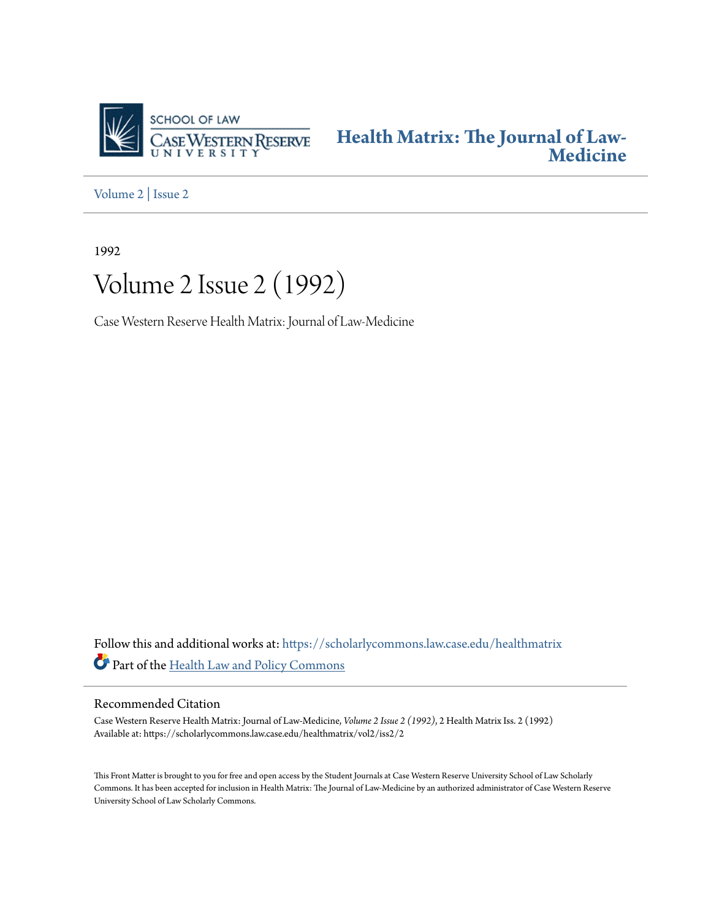SCHOOL OF LAW
CASE WESTERN RESERVE UNIVERSITY

**Health Matrix: The Journal of Law-Medicine**

Volume 2 | Issue 2

1992

# Volume 2 Issue 2 (1992)

Case Western Reserve Health Matrix: Journal of Law-Medicine

Follow this and additional works at: https://scholarlycommons.law.case.edu/healthmatrix

Part of the Health Law and Policy Commons

## Recommended Citation

Case Western Reserve Health Matrix: Journal of Law-Medicine, *Volume 2 Issue 2 (1992)*, 2 Health Matrix Iss. 2 (1992)
Available at: https://scholarlycommons.law.case.edu/healthmatrix/vol2/iss2/2

This Front Matter is brought to you for free and open access by the Student Journals at Case Western Reserve University School of Law Scholarly Commons. It has been accepted for inclusion in Health Matrix: The Journal of Law-Medicine by an authorized administrator of Case Western Reserve University School of Law Scholarly Commons.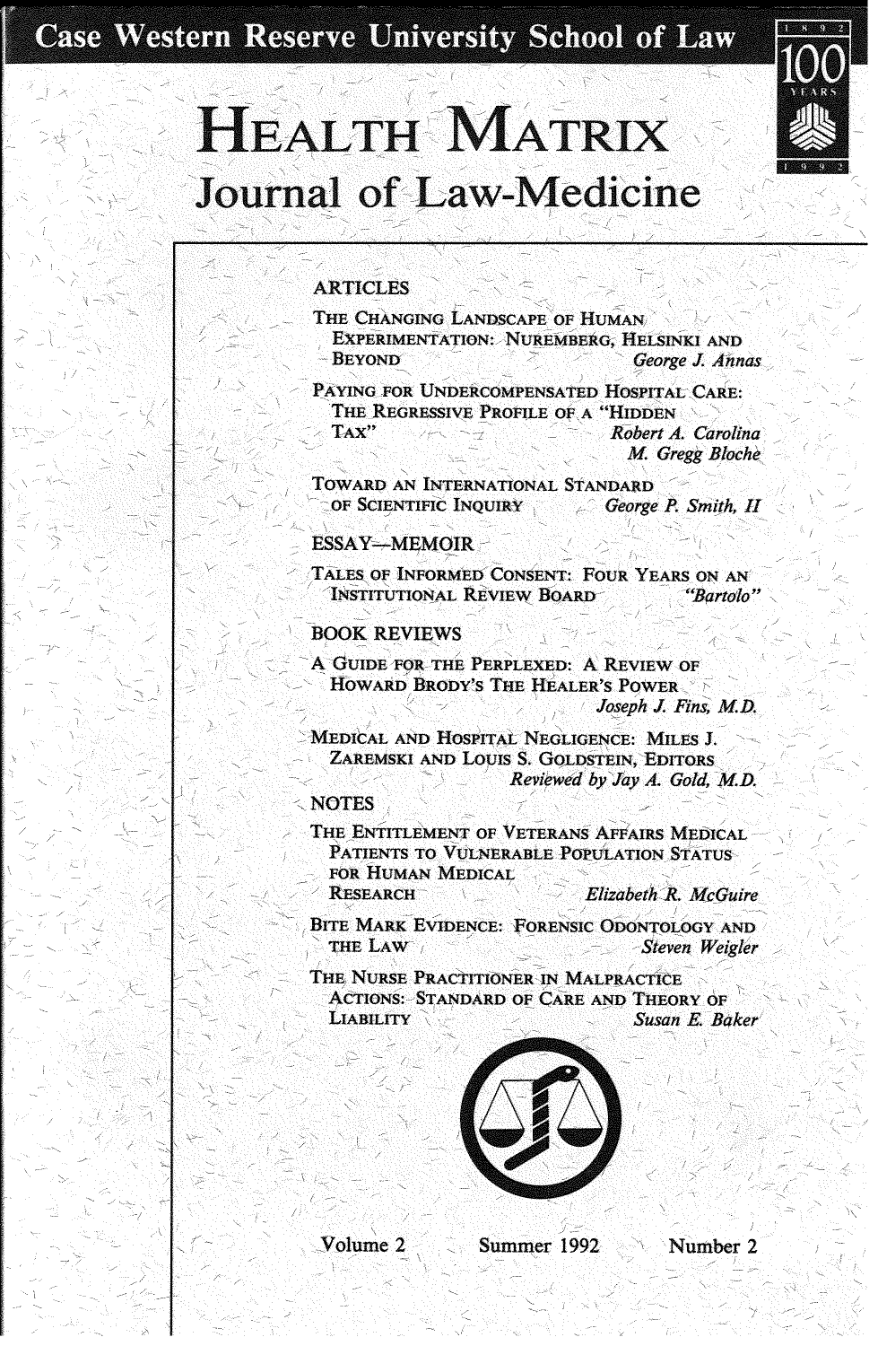Case Western Reserve University School of Law

# Health Matrix

## Journal of Law-Medicine

### ARTICLES

THE CHANGING LANDSCAPE OF HUMAN EXPERIMENTATION: NUREMBERG, HELSINKI AND BEYOND — *George J. Annas*

PAYING FOR UNDERCOMPENSATED HOSPITAL CARE: THE REGRESSIVE PROFILE OF A "HIDDEN TAX" — *Robert A. Carolina*, *M. Gregg Bloche*

TOWARD AN INTERNATIONAL STANDARD OF SCIENTIFIC INQUIRY — *George P. Smith, II*

### ESSAY—MEMOIR

TALES OF INFORMED CONSENT: FOUR YEARS ON AN INSTITUTIONAL REVIEW BOARD — *"Bartolo"*

### BOOK REVIEWS

A GUIDE FOR THE PERPLEXED: A REVIEW OF HOWARD BRODY'S THE HEALER'S POWER — *Joseph J. Fins, M.D.*

MEDICAL AND HOSPITAL NEGLIGENCE: MILES J. ZAREMSKI AND LOUIS S. GOLDSTEIN, EDITORS — *Reviewed by Jay A. Gold, M.D.*

### NOTES

THE ENTITLEMENT OF VETERANS AFFAIRS MEDICAL PATIENTS TO VULNERABLE POPULATION STATUS FOR HUMAN MEDICAL RESEARCH — *Elizabeth R. McGuire*

BITE MARK EVIDENCE: FORENSIC ODONTOLOGY AND THE LAW — *Steven Weigler*

THE NURSE PRACTITIONER IN MALPRACTICE ACTIONS: STANDARD OF CARE AND THEORY OF LIABILITY — *Susan E. Baker*

Volume 2 Summer 1992 Number 2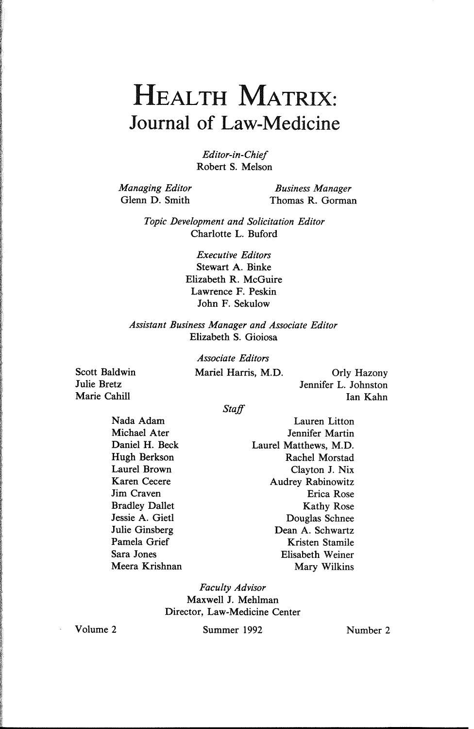# HEALTH MATRIX:
## Journal of Law-Medicine

*Editor-in-Chief*
Robert S. Melson

*Managing Editor*
Glenn D. Smith

*Business Manager*
Thomas R. Gorman

*Topic Development and Solicitation Editor*
Charlotte L. Buford

*Executive Editors*
Stewart A. Binke
Elizabeth R. McGuire
Lawrence F. Peskin
John F. Sekulow

*Assistant Business Manager and Associate Editor*
Elizabeth S. Gioiosa

*Associate Editors*
Scott Baldwin
Julie Bretz
Marie Cahill
Mariel Harris, M.D.
Orly Hazony
Jennifer L. Johnston
Ian Kahn

*Staff*
Nada Adam
Michael Ater
Daniel H. Beck
Hugh Berkson
Laurel Brown
Karen Cecere
Jim Craven
Bradley Dallet
Jessie A. Gietl
Julie Ginsberg
Pamela Grief
Sara Jones
Meera Krishnan
Lauren Litton
Jennifer Martin
Laurel Matthews, M.D.
Rachel Morstad
Clayton J. Nix
Audrey Rabinowitz
Erica Rose
Kathy Rose
Douglas Schnee
Dean A. Schwartz
Kristen Stamile
Elisabeth Weiner
Mary Wilkins

*Faculty Advisor*
Maxwell J. Mehlman
Director, Law-Medicine Center

Volume 2 Summer 1992 Number 2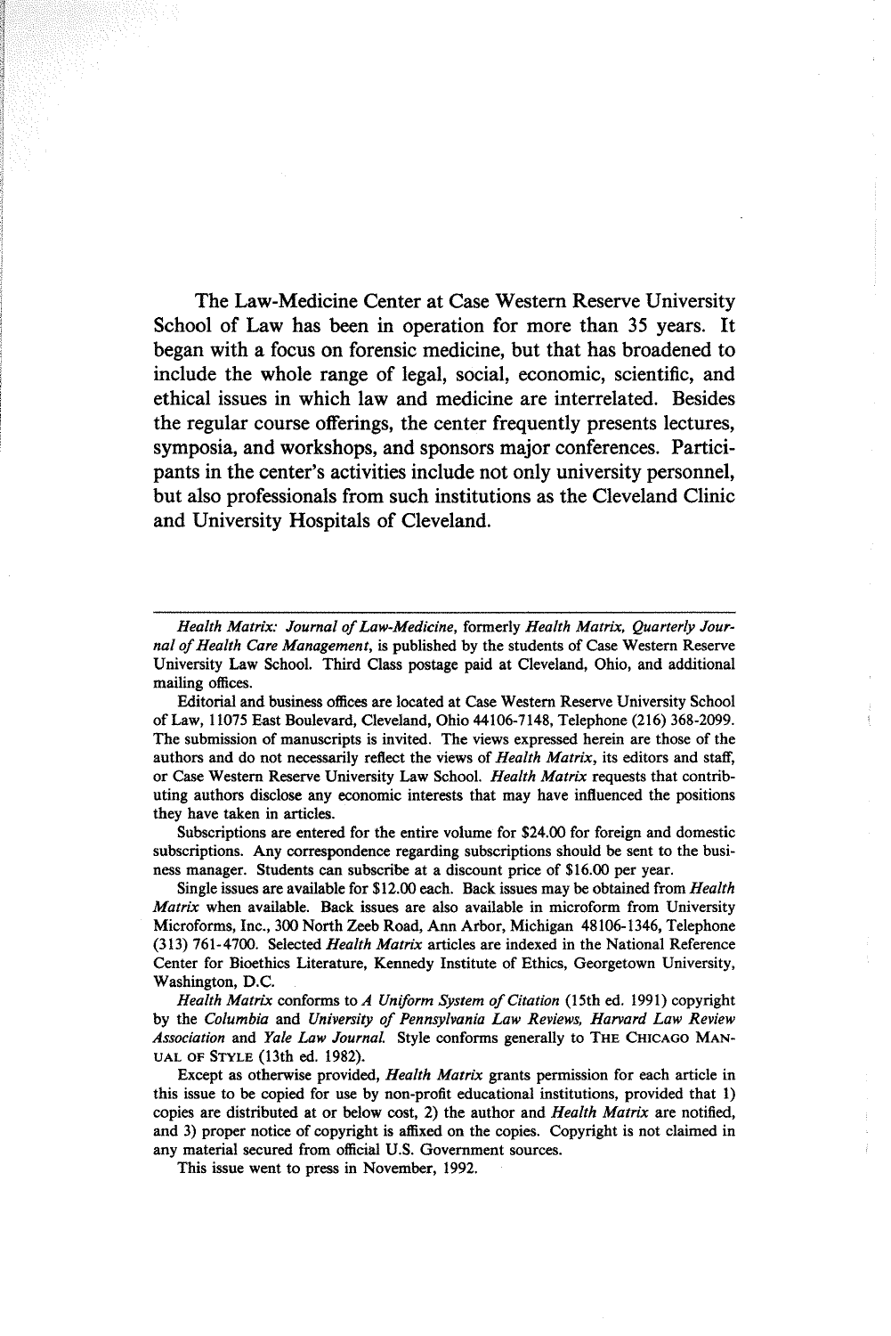The Law-Medicine Center at Case Western Reserve University School of Law has been in operation for more than 35 years. It began with a focus on forensic medicine, but that has broadened to include the whole range of legal, social, economic, scientific, and ethical issues in which law and medicine are interrelated. Besides the regular course offerings, the center frequently presents lectures, symposia, and workshops, and sponsors major conferences. Participants in the center's activities include not only university personnel, but also professionals from such institutions as the Cleveland Clinic and University Hospitals of Cleveland.

---

*Health Matrix: Journal of Law-Medicine*, formerly *Health Matrix, Quarterly Journal of Health Care Management*, is published by the students of Case Western Reserve University Law School. Third Class postage paid at Cleveland, Ohio, and additional mailing offices.

Editorial and business offices are located at Case Western Reserve University School of Law, 11075 East Boulevard, Cleveland, Ohio 44106-7148, Telephone (216) 368-2099. The submission of manuscripts is invited. The views expressed herein are those of the authors and do not necessarily reflect the views of *Health Matrix*, its editors and staff, or Case Western Reserve University Law School. *Health Matrix* requests that contributing authors disclose any economic interests that may have influenced the positions they have taken in articles.

Subscriptions are entered for the entire volume for $24.00 for foreign and domestic subscriptions. Any correspondence regarding subscriptions should be sent to the business manager. Students can subscribe at a discount price of $16.00 per year.

Single issues are available for $12.00 each. Back issues may be obtained from *Health Matrix* when available. Back issues are also available in microform from University Microforms, Inc., 300 North Zeeb Road, Ann Arbor, Michigan 48106-1346, Telephone (313) 761-4700. Selected *Health Matrix* articles are indexed in the National Reference Center for Bioethics Literature, Kennedy Institute of Ethics, Georgetown University, Washington, D.C.

*Health Matrix* conforms to *A Uniform System of Citation* (15th ed. 1991) copyright by the *Columbia* and *University of Pennsylvania Law Reviews, Harvard Law Review Association* and *Yale Law Journal*. Style conforms generally to THE CHICAGO MANUAL OF STYLE (13th ed. 1982).

Except as otherwise provided, *Health Matrix* grants permission for each article in this issue to be copied for use by non-profit educational institutions, provided that 1) copies are distributed at or below cost, 2) the author and *Health Matrix* are notified, and 3) proper notice of copyright is affixed on the copies. Copyright is not claimed in any material secured from official U.S. Government sources.

This issue went to press in November, 1992.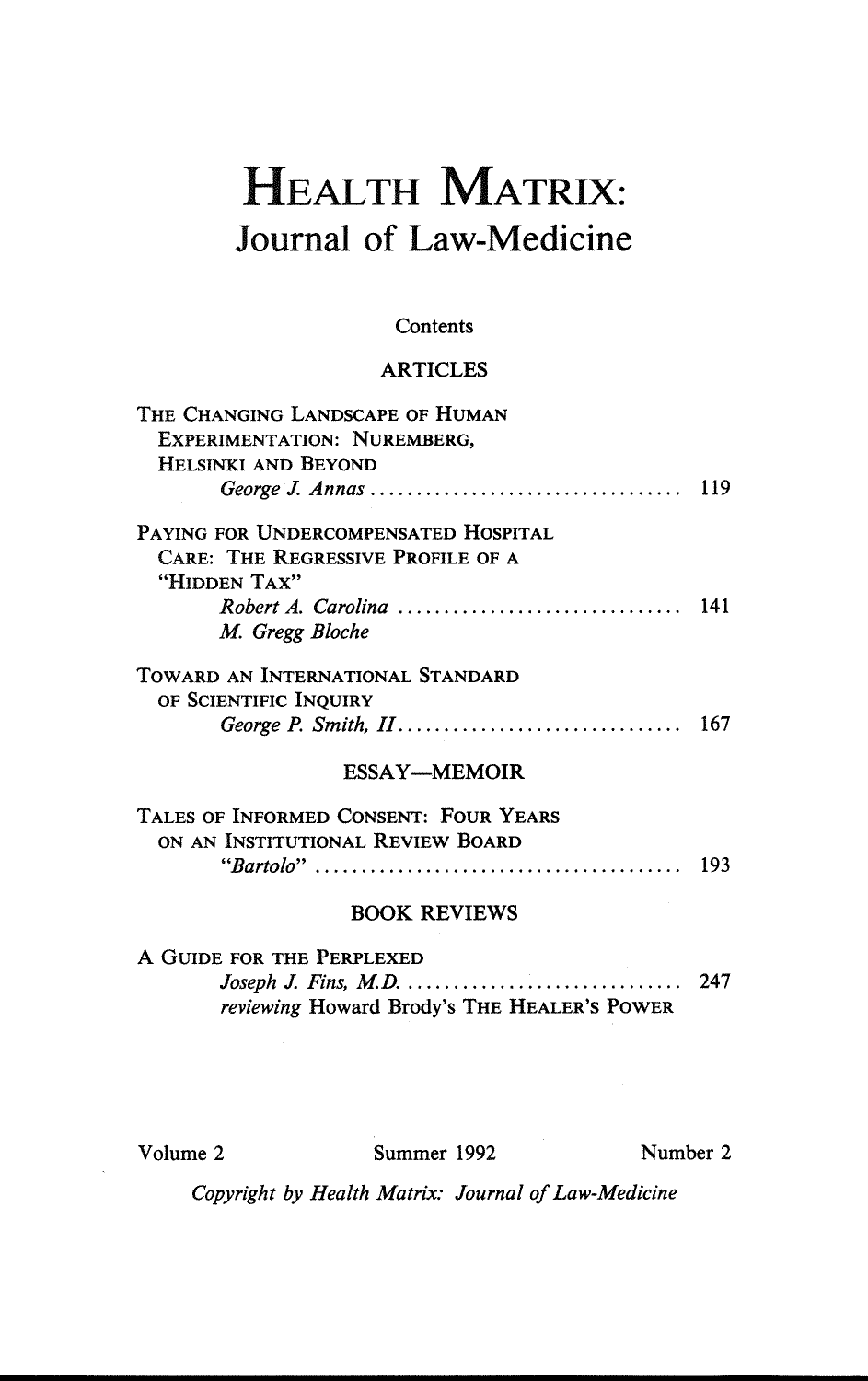# HEALTH MATRIX:

## Journal of Law-Medicine

Contents

### ARTICLES

THE CHANGING LANDSCAPE OF HUMAN EXPERIMENTATION: NUREMBERG, HELSINKI AND BEYOND
*George J. Annas* .................................. 119

PAYING FOR UNDERCOMPENSATED HOSPITAL CARE: THE REGRESSIVE PROFILE OF A "HIDDEN TAX"
*Robert A. Carolina* ............................... 141
*M. Gregg Bloche*

TOWARD AN INTERNATIONAL STANDARD OF SCIENTIFIC INQUIRY
*George P. Smith, II* ............................... 167

### ESSAY—MEMOIR

TALES OF INFORMED CONSENT: FOUR YEARS ON AN INSTITUTIONAL REVIEW BOARD
*"Bartolo"* ........................................ 193

### BOOK REVIEWS

A GUIDE FOR THE PERPLEXED
*Joseph J. Fins, M.D.* .............................. 247
*reviewing* Howard Brody's THE HEALER'S POWER

Volume 2 Summer 1992 Number 2

*Copyright by Health Matrix: Journal of Law-Medicine*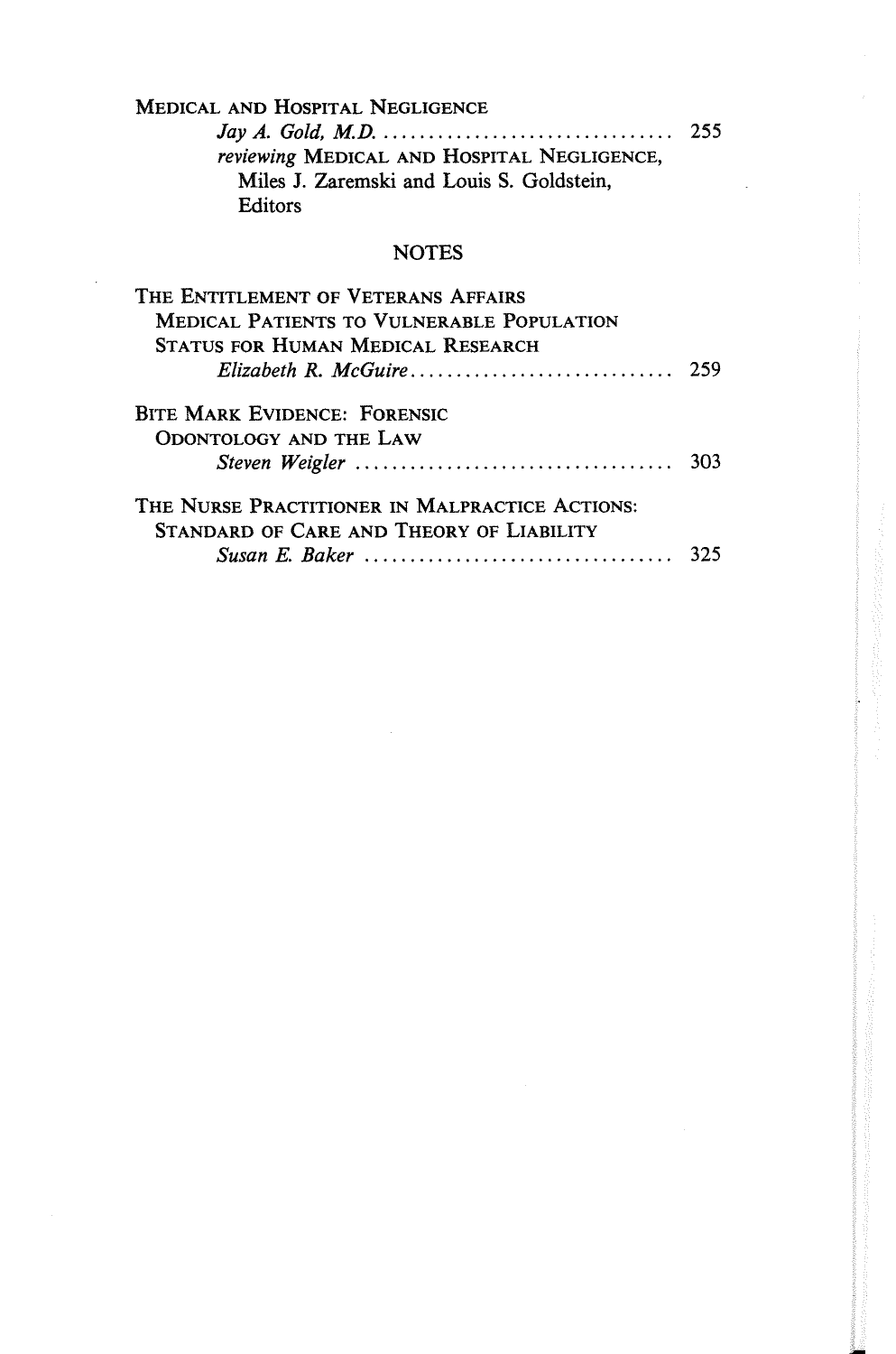MEDICAL AND HOSPITAL NEGLIGENCE

*Jay A. Gold, M.D.* ................................ 255

*reviewing* MEDICAL AND HOSPITAL NEGLIGENCE, Miles J. Zaremski and Louis S. Goldstein, Editors

## NOTES

THE ENTITLEMENT OF VETERANS AFFAIRS MEDICAL PATIENTS TO VULNERABLE POPULATION STATUS FOR HUMAN MEDICAL RESEARCH

*Elizabeth R. McGuire* ............................. 259

BITE MARK EVIDENCE: FORENSIC ODONTOLOGY AND THE LAW

*Steven Weigler* .................................. 303

THE NURSE PRACTITIONER IN MALPRACTICE ACTIONS: STANDARD OF CARE AND THEORY OF LIABILITY

*Susan E. Baker* .................................. 325